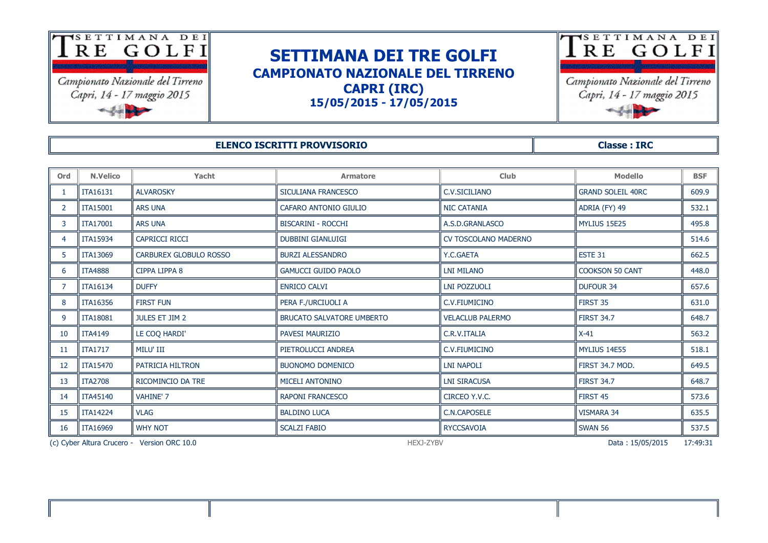# SETTIMANA DEI TRE GOLFI
## CAMPIONATO NAZIONALE DEL TIRRENO
## CAPRI (IRC)
### 15/05/2015 - 17/05/2015

**ELENCO ISCRITTI PROVVISORIO** — **Classe : IRC**

| Ord | N.Velico | Yacht | Armatore | Club | Modello | BSF |
|---|---|---|---|---|---|---|
| 1 | ITA16131 | ALVAROSKY | SICULIANA FRANCESCO | C.V.SICILIANO | GRAND SOLEIL 40RC | 609.9 |
| 2 | ITA15001 | ARS UNA | CAFARO ANTONIO GIULIO | NIC CATANIA | ADRIA (FY) 49 | 532.1 |
| 3 | ITA17001 | ARS UNA | BISCARINI - ROCCHI | A.S.D.GRANLASCO | MYLIUS 15E25 | 495.8 |
| 4 | ITA15934 | CAPRICCI RICCI | DUBBINI GIANLUIGI | CV TOSCOLANO MADERNO | | 514.6 |
| 5 | ITA13069 | CARBUREX GLOBULO ROSSO | BURZI ALESSANDRO | Y.C.GAETA | ESTE 31 | 662.5 |
| 6 | ITA4888 | CIPPA LIPPA 8 | GAMUCCI GUIDO PAOLO | LNI MILANO | COOKSON 50 CANT | 448.0 |
| 7 | ITA16134 | DUFFY | ENRICO CALVI | LNI POZZUOLI | DUFOUR 34 | 657.6 |
| 8 | ITA16356 | FIRST FUN | PERA F./URCIUOLI A | C.V.FIUMICINO | FIRST 35 | 631.0 |
| 9 | ITA18081 | JULES ET JIM 2 | BRUCATO SALVATORE UMBERTO | VELACLUB PALERMO | FIRST 34.7 | 648.7 |
| 10 | ITA4149 | LE COQ HARDI' | PAVESI MAURIZIO | C.R.V.ITALIA | X-41 | 563.2 |
| 11 | ITA1717 | MILU' III | PIETROLUCCI ANDREA | C.V.FIUMICINO | MYLIUS 14E55 | 518.1 |
| 12 | ITA15470 | PATRICIA HILTRON | BUONOMO DOMENICO | LNI NAPOLI | FIRST 34.7 MOD. | 649.5 |
| 13 | ITA2708 | RICOMINCIO DA TRE | MICELI ANTONINO | LNI SIRACUSA | FIRST 34.7 | 648.7 |
| 14 | ITA45140 | VAHINE' 7 | RAPONI FRANCESCO | CIRCEO Y.V.C. | FIRST 45 | 573.6 |
| 15 | ITA14224 | VLAG | BALDINO LUCA | C.N.CAPOSELE | VISMARA 34 | 635.5 |
| 16 | ITA16969 | WHY NOT | SCALZI FABIO | RYCCSAVOIA | SWAN 56 | 537.5 |

(c) Cyber Altura Crucero - Version ORC 10.0 HEXJ-ZYBV Data : 15/05/2015 17:49:31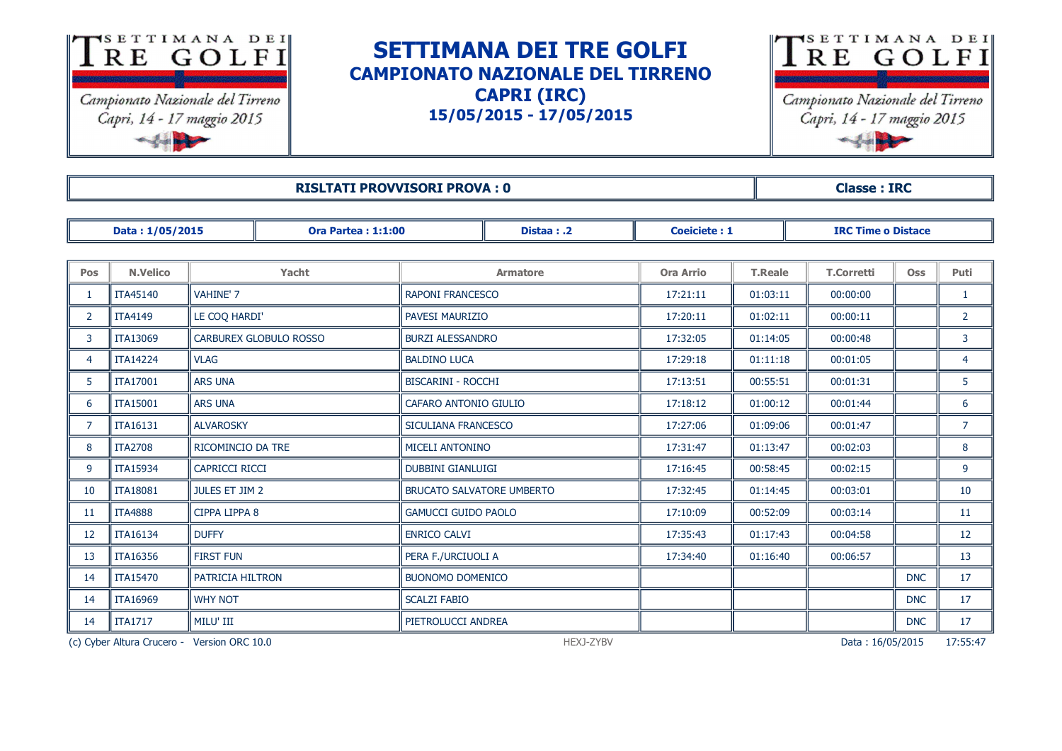# SETTIMANA DEI TRE GOLFI
## CAMPIONATO NAZIONALE DEL TIRRENO
## CAPRI (IRC)
## 15/05/2015 - 17/05/2015

| RISLTATI PROVVISORI PROVA : 0 | Classe : IRC |
|---|---|

| Data : 1/05/2015 | Ora Partea : 1:1:00 | Distaa : .2 | Coeiciete : 1 | IRC Time o Distace |
|---|---|---|---|---|

| Pos | N.Velico | Yacht | Armatore | Ora Arrio | T.Reale | T.Corretti | Oss | Puti |
|---|---|---|---|---|---|---|---|---|
| 1 | ITA45140 | VAHINE' 7 | RAPONI FRANCESCO | 17:21:11 | 01:03:11 | 00:00:00 | | 1 |
| 2 | ITA4149 | LE COQ HARDI' | PAVESI MAURIZIO | 17:20:11 | 01:02:11 | 00:00:11 | | 2 |
| 3 | ITA13069 | CARBUREX GLOBULO ROSSO | BURZI ALESSANDRO | 17:32:05 | 01:14:05 | 00:00:48 | | 3 |
| 4 | ITA14224 | VLAG | BALDINO LUCA | 17:29:18 | 01:11:18 | 00:01:05 | | 4 |
| 5 | ITA17001 | ARS UNA | BISCARINI - ROCCHI | 17:13:51 | 00:55:51 | 00:01:31 | | 5 |
| 6 | ITA15001 | ARS UNA | CAFARO ANTONIO GIULIO | 17:18:12 | 01:00:12 | 00:01:44 | | 6 |
| 7 | ITA16131 | ALVAROSKY | SICULIANA FRANCESCO | 17:27:06 | 01:09:06 | 00:01:47 | | 7 |
| 8 | ITA2708 | RICOMINCIO DA TRE | MICELI ANTONINO | 17:31:47 | 01:13:47 | 00:02:03 | | 8 |
| 9 | ITA15934 | CAPRICCI RICCI | DUBBINI GIANLUIGI | 17:16:45 | 00:58:45 | 00:02:15 | | 9 |
| 10 | ITA18081 | JULES ET JIM 2 | BRUCATO SALVATORE UMBERTO | 17:32:45 | 01:14:45 | 00:03:01 | | 10 |
| 11 | ITA4888 | CIPPA LIPPA 8 | GAMUCCI GUIDO PAOLO | 17:10:09 | 00:52:09 | 00:03:14 | | 11 |
| 12 | ITA16134 | DUFFY | ENRICO CALVI | 17:35:43 | 01:17:43 | 00:04:58 | | 12 |
| 13 | ITA16356 | FIRST FUN | PERA F./URCIUOLI A | 17:34:40 | 01:16:40 | 00:06:57 | | 13 |
| 14 | ITA15470 | PATRICIA HILTRON | BUONOMO DOMENICO | | | | DNC | 17 |
| 14 | ITA16969 | WHY NOT | SCALZI FABIO | | | | DNC | 17 |
| 14 | ITA1717 | MILU' III | PIETROLUCCI ANDREA | | | | DNC | 17 |

(c) Cyber Altura Crucero - Version ORC 10.0 HEXJ-ZYBV Data : 16/05/2015 17:55:47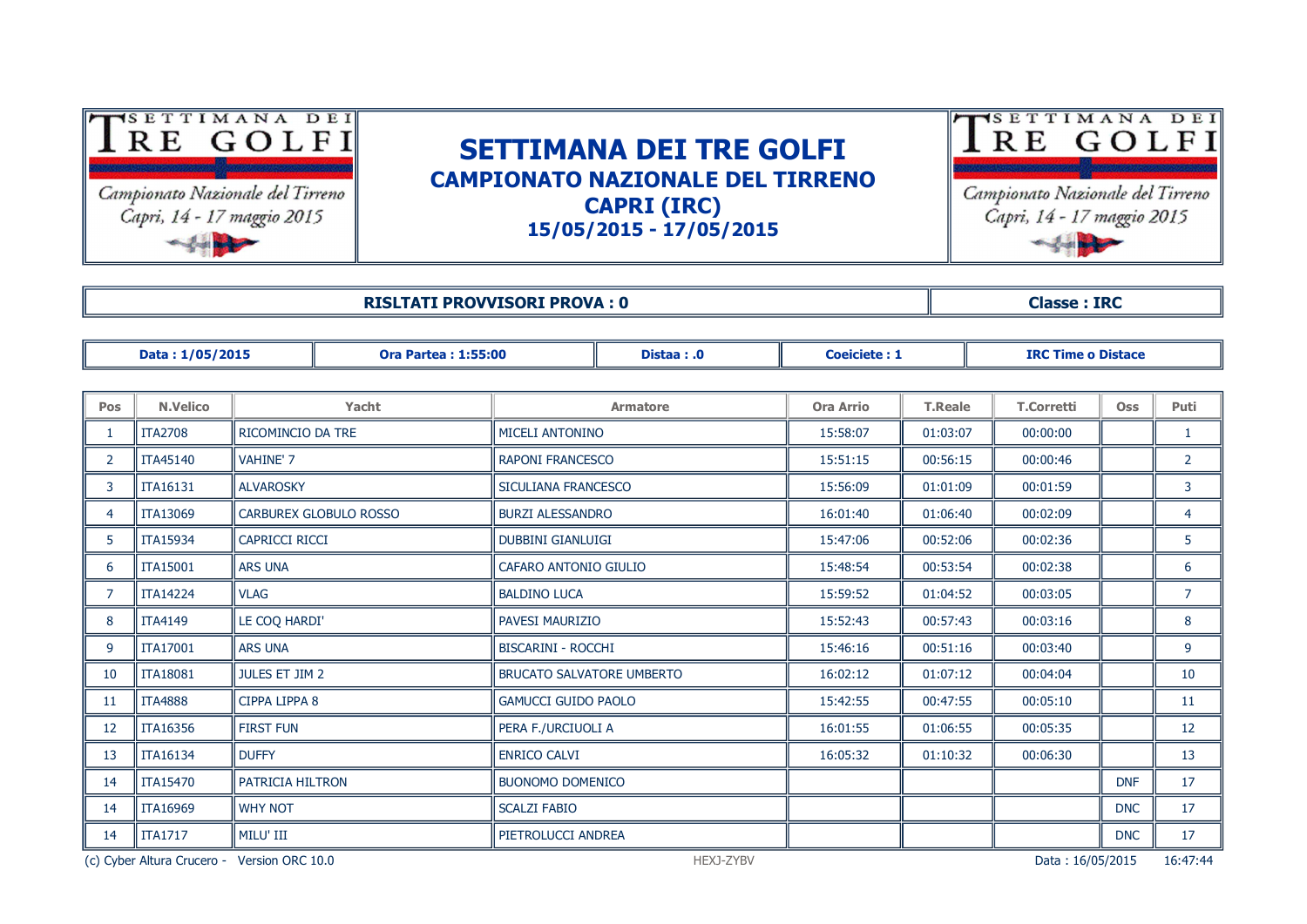# SETTIMANA DEI TRE GOLFI

## CAMPIONATO NAZIONALE DEL TIRRENO

## CAPRI (IRC)

## 15/05/2015 - 17/05/2015

| RISLTATI PROVVISORI PROVA : 0 | Classe : IRC |
|---|---|

| Data : 1/05/2015 | Ora Partea : 1:55:00 | Distaa : .0 | Coeiciete : 1 | IRC Time o Distace |
|---|---|---|---|---|

| Pos | N.Velico | Yacht | Armatore | Ora Arrio | T.Reale | T.Corretti | Oss | Puti |
|---|---|---|---|---|---|---|---|---|
| 1 | ITA2708 | RICOMINCIO DA TRE | MICELI ANTONINO | 15:58:07 | 01:03:07 | 00:00:00 | | 1 |
| 2 | ITA45140 | VAHINE' 7 | RAPONI FRANCESCO | 15:51:15 | 00:56:15 | 00:00:46 | | 2 |
| 3 | ITA16131 | ALVAROSKY | SICULIANA FRANCESCO | 15:56:09 | 01:01:09 | 00:01:59 | | 3 |
| 4 | ITA13069 | CARBUREX GLOBULO ROSSO | BURZI ALESSANDRO | 16:01:40 | 01:06:40 | 00:02:09 | | 4 |
| 5 | ITA15934 | CAPRICCI RICCI | DUBBINI GIANLUIGI | 15:47:06 | 00:52:06 | 00:02:36 | | 5 |
| 6 | ITA15001 | ARS UNA | CAFARO ANTONIO GIULIO | 15:48:54 | 00:53:54 | 00:02:38 | | 6 |
| 7 | ITA14224 | VLAG | BALDINO LUCA | 15:59:52 | 01:04:52 | 00:03:05 | | 7 |
| 8 | ITA4149 | LE COQ HARDI' | PAVESI MAURIZIO | 15:52:43 | 00:57:43 | 00:03:16 | | 8 |
| 9 | ITA17001 | ARS UNA | BISCARINI - ROCCHI | 15:46:16 | 00:51:16 | 00:03:40 | | 9 |
| 10 | ITA18081 | JULES ET JIM 2 | BRUCATO SALVATORE UMBERTO | 16:02:12 | 01:07:12 | 00:04:04 | | 10 |
| 11 | ITA4888 | CIPPA LIPPA 8 | GAMUCCI GUIDO PAOLO | 15:42:55 | 00:47:55 | 00:05:10 | | 11 |
| 12 | ITA16356 | FIRST FUN | PERA F./URCIUOLI A | 16:01:55 | 01:06:55 | 00:05:35 | | 12 |
| 13 | ITA16134 | DUFFY | ENRICO CALVI | 16:05:32 | 01:10:32 | 00:06:30 | | 13 |
| 14 | ITA15470 | PATRICIA HILTRON | BUONOMO DOMENICO | | | | DNF | 17 |
| 14 | ITA16969 | WHY NOT | SCALZI FABIO | | | | DNC | 17 |
| 14 | ITA1717 | MILU' III | PIETROLUCCI ANDREA | | | | DNC | 17 |

(c) Cyber Altura Crucero - Version ORC 10.0 HEXJ-ZYBV Data : 16/05/2015 16:47:44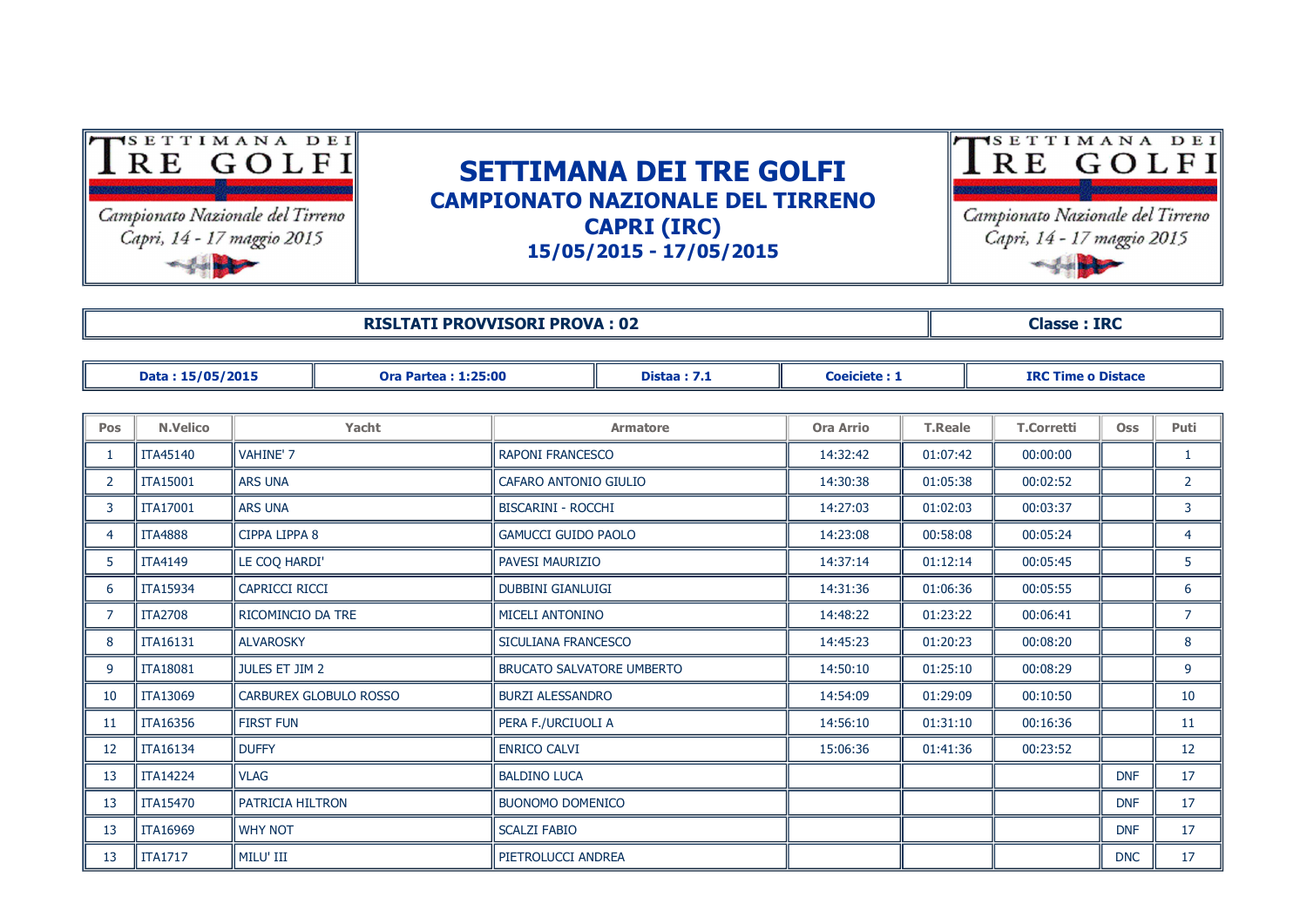# SETTIMANA DEI TRE GOLFI

## CAMPIONATO NAZIONALE DEL TIRRENO

## CAPRI (IRC)

## 15/05/2015 - 17/05/2015

| **RISLTATI PROVVISORI PROVA : 02** | **Classe : IRC** |
|---|---|

| **Data : 15/05/2015** | **Ora Partea : 1:25:00** | **Distaa : 7.1** | **Coeiciete : 1** | **IRC Time o Distace** |
|---|---|---|---|---|

| Pos | N.Velico | Yacht | Armatore | Ora Arrio | T.Reale | T.Corretti | Oss | Puti |
|---|---|---|---|---|---|---|---|---|
| 1 | ITA45140 | VAHINE' 7 | RAPONI FRANCESCO | 14:32:42 | 01:07:42 | 00:00:00 | | 1 |
| 2 | ITA15001 | ARS UNA | CAFARO ANTONIO GIULIO | 14:30:38 | 01:05:38 | 00:02:52 | | 2 |
| 3 | ITA17001 | ARS UNA | BISCARINI - ROCCHI | 14:27:03 | 01:02:03 | 00:03:37 | | 3 |
| 4 | ITA4888 | CIPPA LIPPA 8 | GAMUCCI GUIDO PAOLO | 14:23:08 | 00:58:08 | 00:05:24 | | 4 |
| 5 | ITA4149 | LE COQ HARDI' | PAVESI MAURIZIO | 14:37:14 | 01:12:14 | 00:05:45 | | 5 |
| 6 | ITA15934 | CAPRICCI RICCI | DUBBINI GIANLUIGI | 14:31:36 | 01:06:36 | 00:05:55 | | 6 |
| 7 | ITA2708 | RICOMINCIO DA TRE | MICELI ANTONINO | 14:48:22 | 01:23:22 | 00:06:41 | | 7 |
| 8 | ITA16131 | ALVAROSKY | SICULIANA FRANCESCO | 14:45:23 | 01:20:23 | 00:08:20 | | 8 |
| 9 | ITA18081 | JULES ET JIM 2 | BRUCATO SALVATORE UMBERTO | 14:50:10 | 01:25:10 | 00:08:29 | | 9 |
| 10 | ITA13069 | CARBUREX GLOBULO ROSSO | BURZI ALESSANDRO | 14:54:09 | 01:29:09 | 00:10:50 | | 10 |
| 11 | ITA16356 | FIRST FUN | PERA F./URCIUOLI A | 14:56:10 | 01:31:10 | 00:16:36 | | 11 |
| 12 | ITA16134 | DUFFY | ENRICO CALVI | 15:06:36 | 01:41:36 | 00:23:52 | | 12 |
| 13 | ITA14224 | VLAG | BALDINO LUCA | | | | DNF | 17 |
| 13 | ITA15470 | PATRICIA HILTRON | BUONOMO DOMENICO | | | | DNF | 17 |
| 13 | ITA16969 | WHY NOT | SCALZI FABIO | | | | DNF | 17 |
| 13 | ITA1717 | MILU' III | PIETROLUCCI ANDREA | | | | DNC | 17 |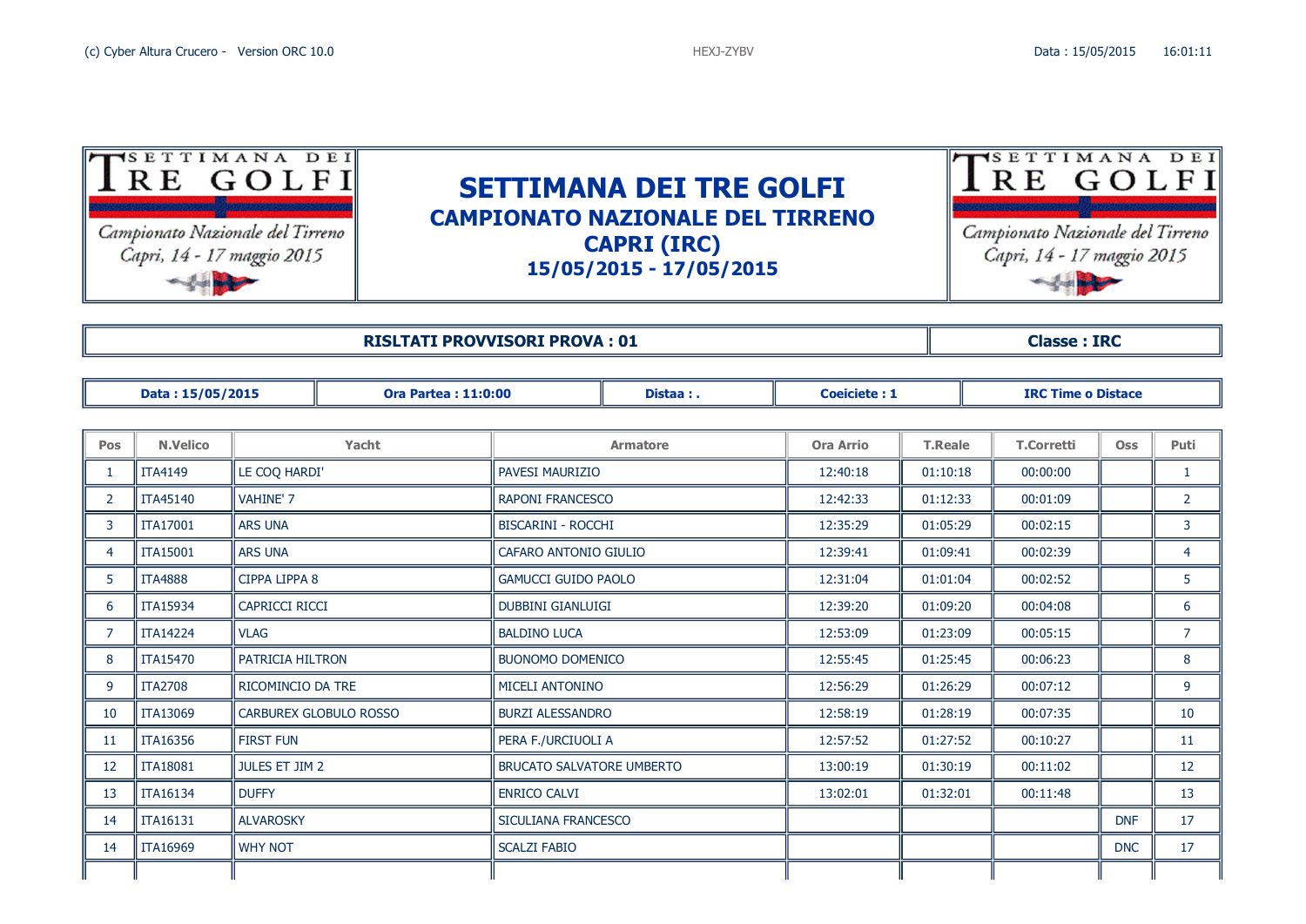# SETTIMANA DEI TRE GOLFI

## CAMPIONATO NAZIONALE DEL TIRRENO

## CAPRI (IRC)

## 15/05/2015 - 17/05/2015

| RISLTATI PROVVISORI PROVA : 01 | Classe : IRC |
|---|---|

| Data : 15/05/2015 | Ora Partea : 11:0:00 | Distaa : . | Coeiciete : 1 | IRC Time o Distace |
|---|---|---|---|---|

| Pos | N.Velico | Yacht | Armatore | Ora Arrio | T.Reale | T.Corretti | Oss | Puti |
|---|---|---|---|---|---|---|---|---|
| 1 | ITA4149 | LE COQ HARDI' | PAVESI MAURIZIO | 12:40:18 | 01:10:18 | 00:00:00 | | 1 |
| 2 | ITA45140 | VAHINE' 7 | RAPONI FRANCESCO | 12:42:33 | 01:12:33 | 00:01:09 | | 2 |
| 3 | ITA17001 | ARS UNA | BISCARINI - ROCCHI | 12:35:29 | 01:05:29 | 00:02:15 | | 3 |
| 4 | ITA15001 | ARS UNA | CAFARO ANTONIO GIULIO | 12:39:41 | 01:09:41 | 00:02:39 | | 4 |
| 5 | ITA4888 | CIPPA LIPPA 8 | GAMUCCI GUIDO PAOLO | 12:31:04 | 01:01:04 | 00:02:52 | | 5 |
| 6 | ITA15934 | CAPRICCI RICCI | DUBBINI GIANLUIGI | 12:39:20 | 01:09:20 | 00:04:08 | | 6 |
| 7 | ITA14224 | VLAG | BALDINO LUCA | 12:53:09 | 01:23:09 | 00:05:15 | | 7 |
| 8 | ITA15470 | PATRICIA HILTRON | BUONOMO DOMENICO | 12:55:45 | 01:25:45 | 00:06:23 | | 8 |
| 9 | ITA2708 | RICOMINCIO DA TRE | MICELI ANTONINO | 12:56:29 | 01:26:29 | 00:07:12 | | 9 |
| 10 | ITA13069 | CARBUREX GLOBULO ROSSO | BURZI ALESSANDRO | 12:58:19 | 01:28:19 | 00:07:35 | | 10 |
| 11 | ITA16356 | FIRST FUN | PERA F./URCIUOLI A | 12:57:52 | 01:27:52 | 00:10:27 | | 11 |
| 12 | ITA18081 | JULES ET JIM 2 | BRUCATO SALVATORE UMBERTO | 13:00:19 | 01:30:19 | 00:11:02 | | 12 |
| 13 | ITA16134 | DUFFY | ENRICO CALVI | 13:02:01 | 01:32:01 | 00:11:48 | | 13 |
| 14 | ITA16131 | ALVAROSKY | SICULIANA FRANCESCO | | | | DNF | 17 |
| 14 | ITA16969 | WHY NOT | SCALZI FABIO | | | | DNC | 17 |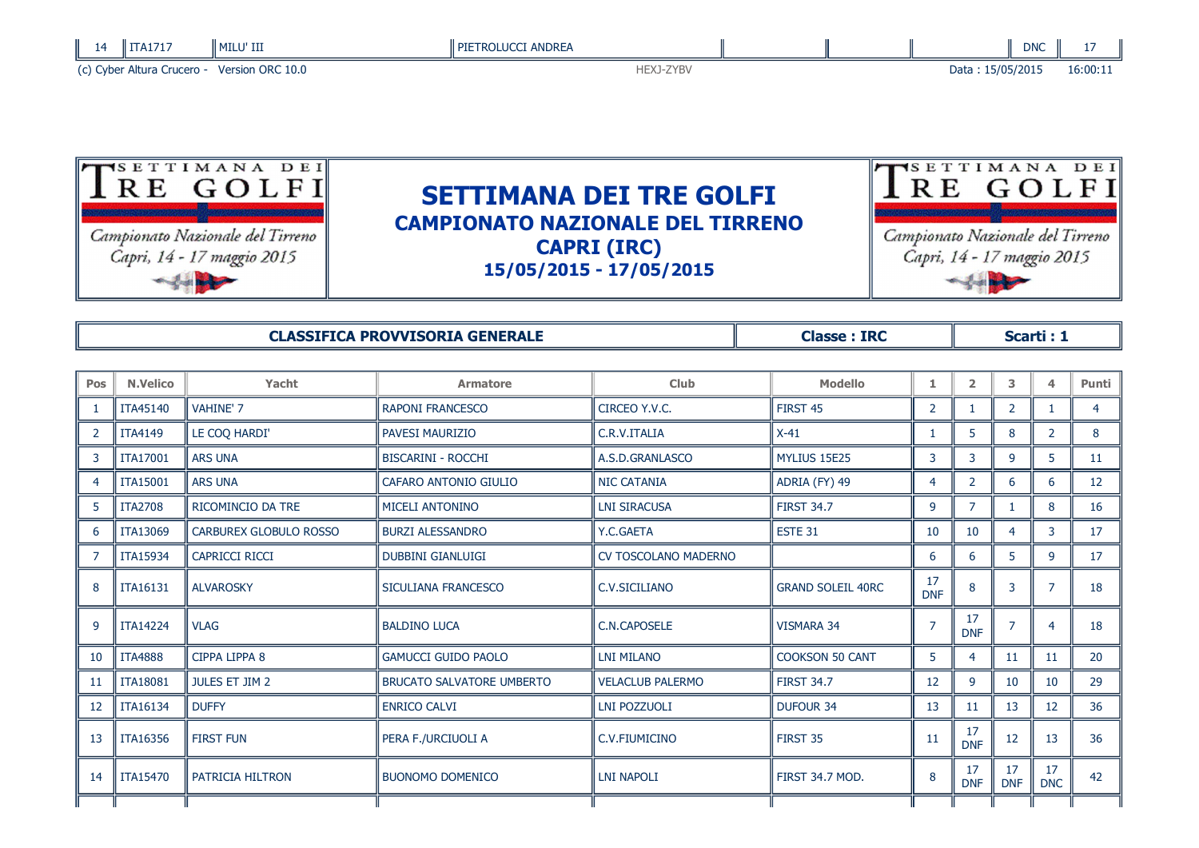| 14 | ITA1717 | MILU' III | PIETROLUCCI ANDREA | | | | DNC | 17 |
|---|---|---|---|---|---|---|---|---|

# SETTIMANA DEI TRE GOLFI
## CAMPIONATO NAZIONALE DEL TIRRENO
## CAPRI (IRC)
## 15/05/2015 - 17/05/2015

| CLASSIFICA PROVVISORIA GENERALE | Classe : IRC | Scarti : 1 |
|---|---|---|

| Pos | N.Velico | Yacht | Armatore | Club | Modello | 1 | 2 | 3 | 4 | Punti |
|---|---|---|---|---|---|---|---|---|---|---|
| 1 | ITA45140 | VAHINE' 7 | RAPONI FRANCESCO | CIRCEO Y.V.C. | FIRST 45 | 2 | 1 | 2 | 1 | 4 |
| 2 | ITA4149 | LE COQ HARDI' | PAVESI MAURIZIO | C.R.V.ITALIA | X-41 | 1 | 5 | 8 | 2 | 8 |
| 3 | ITA17001 | ARS UNA | BISCARINI - ROCCHI | A.S.D.GRANLASCO | MYLIUS 15E25 | 3 | 3 | 9 | 5 | 11 |
| 4 | ITA15001 | ARS UNA | CAFARO ANTONIO GIULIO | NIC CATANIA | ADRIA (FY) 49 | 4 | 2 | 6 | 6 | 12 |
| 5 | ITA2708 | RICOMINCIO DA TRE | MICELI ANTONINO | LNI SIRACUSA | FIRST 34.7 | 9 | 7 | 1 | 8 | 16 |
| 6 | ITA13069 | CARBUREX GLOBULO ROSSO | BURZI ALESSANDRO | Y.C.GAETA | ESTE 31 | 10 | 10 | 4 | 3 | 17 |
| 7 | ITA15934 | CAPRICCI RICCI | DUBBINI GIANLUIGI | CV TOSCOLANO MADERNO | | 6 | 6 | 5 | 9 | 17 |
| 8 | ITA16131 | ALVAROSKY | SICULIANA FRANCESCO | C.V.SICILIANO | GRAND SOLEIL 40RC | 17 DNF | 8 | 3 | 7 | 18 |
| 9 | ITA14224 | VLAG | BALDINO LUCA | C.N.CAPOSELE | VISMARA 34 | 7 | 17 DNF | 7 | 4 | 18 |
| 10 | ITA4888 | CIPPA LIPPA 8 | GAMUCCI GUIDO PAOLO | LNI MILANO | COOKSON 50 CANT | 5 | 4 | 11 | 11 | 20 |
| 11 | ITA18081 | JULES ET JIM 2 | BRUCATO SALVATORE UMBERTO | VELACLUB PALERMO | FIRST 34.7 | 12 | 9 | 10 | 10 | 29 |
| 12 | ITA16134 | DUFFY | ENRICO CALVI | LNI POZZUOLI | DUFOUR 34 | 13 | 11 | 13 | 12 | 36 |
| 13 | ITA16356 | FIRST FUN | PERA F./URCIUOLI A | C.V.FIUMICINO | FIRST 35 | 11 | 17 DNF | 12 | 13 | 36 |
| 14 | ITA15470 | PATRICIA HILTRON | BUONOMO DOMENICO | LNI NAPOLI | FIRST 34.7 MOD. | 8 | 17 DNF | 17 DNF | 17 DNC | 42 |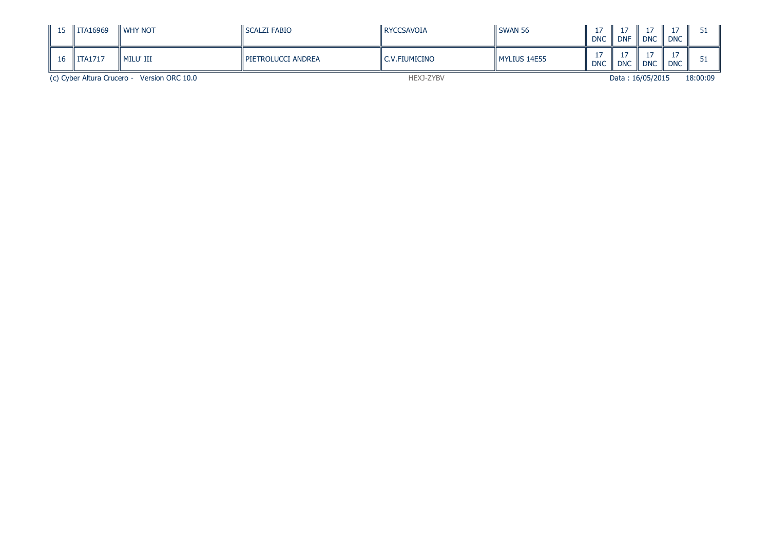| | | | | | | | | | | |
|---|---|---|---|---|---|---|---|---|---|---|
| 15 | ITA16969 | WHY NOT | SCALZI FABIO | RYCCSAVOIA | SWAN 56 | 17 DNC | 17 DNF | 17 DNC | 17 DNC | 51 |
| 16 | ITA1717 | MILU' III | PIETROLUCCI ANDREA | C.V.FIUMICINO | MYLIUS 14E55 | 17 DNC | 17 DNC | 17 DNC | 17 DNC | 51 |

(c) Cyber Altura Crucero - Version ORC 10.0 HEXJ-ZYBV Data : 16/05/2015 18:00:09